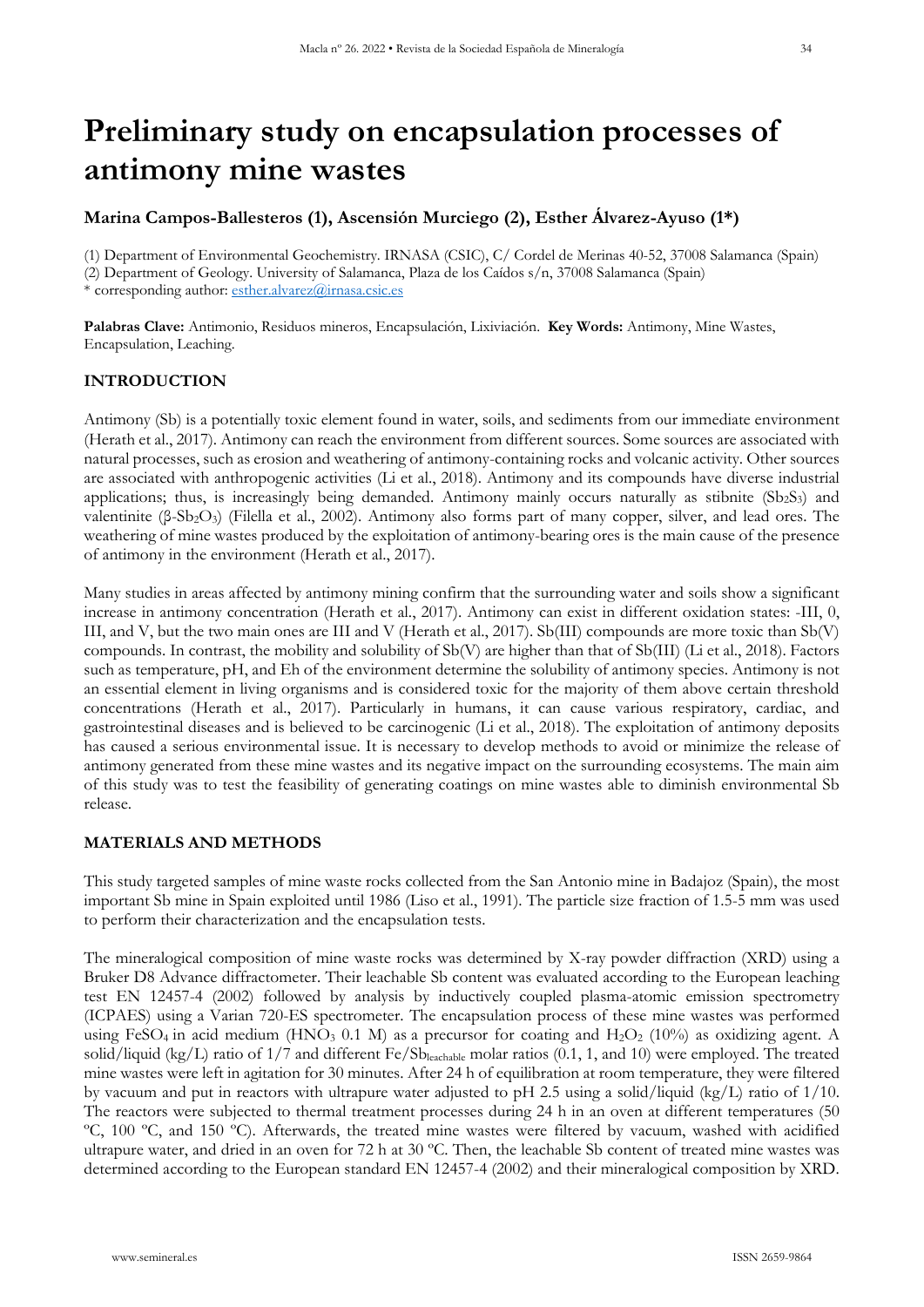# Preliminary study on encapsulation processes of antimony mine wastes

**Marina Campos-Ballesteros (1), Ascensión Murciego (2), Esther Álvarez-Ayuso (1*)**

(1) Department of Environmental Geochemistry. IRNASA (CSIC), C/ Cordel de Merinas 40-52, 37008 Salamanca (Spain)
(2) Department of Geology. University of Salamanca, Plaza de los Caídos s/n, 37008 Salamanca (Spain)
* corresponding author: esther.alvarez@irnasa.csic.es

**Palabras Clave:** Antimonio, Residuos mineros, Encapsulación, Lixiviación. **Key Words:** Antimony, Mine Wastes, Encapsulation, Leaching.

## INTRODUCTION

Antimony (Sb) is a potentially toxic element found in water, soils, and sediments from our immediate environment (Herath et al., 2017). Antimony can reach the environment from different sources. Some sources are associated with natural processes, such as erosion and weathering of antimony-containing rocks and volcanic activity. Other sources are associated with anthropogenic activities (Li et al., 2018). Antimony and its compounds have diverse industrial applications; thus, is increasingly being demanded. Antimony mainly occurs naturally as stibnite ($Sb_2S_3$) and valentinite ($\beta$-$Sb_2O_3$) (Filella et al., 2002). Antimony also forms part of many copper, silver, and lead ores. The weathering of mine wastes produced by the exploitation of antimony-bearing ores is the main cause of the presence of antimony in the environment (Herath et al., 2017).

Many studies in areas affected by antimony mining confirm that the surrounding water and soils show a significant increase in antimony concentration (Herath et al., 2017). Antimony can exist in different oxidation states: -III, 0, III, and V, but the two main ones are III and V (Herath et al., 2017). Sb(III) compounds are more toxic than Sb(V) compounds. In contrast, the mobility and solubility of Sb(V) are higher than that of Sb(III) (Li et al., 2018). Factors such as temperature, pH, and Eh of the environment determine the solubility of antimony species. Antimony is not an essential element in living organisms and is considered toxic for the majority of them above certain threshold concentrations (Herath et al., 2017). Particularly in humans, it can cause various respiratory, cardiac, and gastrointestinal diseases and is believed to be carcinogenic (Li et al., 2018). The exploitation of antimony deposits has caused a serious environmental issue. It is necessary to develop methods to avoid or minimize the release of antimony generated from these mine wastes and its negative impact on the surrounding ecosystems. The main aim of this study was to test the feasibility of generating coatings on mine wastes able to diminish environmental Sb release.

## MATERIALS AND METHODS

This study targeted samples of mine waste rocks collected from the San Antonio mine in Badajoz (Spain), the most important Sb mine in Spain exploited until 1986 (Liso et al., 1991). The particle size fraction of 1.5-5 mm was used to perform their characterization and the encapsulation tests.

The mineralogical composition of mine waste rocks was determined by X-ray powder diffraction (XRD) using a Bruker D8 Advance diffractometer. Their leachable Sb content was evaluated according to the European leaching test EN 12457-4 (2002) followed by analysis by inductively coupled plasma-atomic emission spectrometry (ICPAES) using a Varian 720-ES spectrometer. The encapsulation process of these mine wastes was performed using $FeSO_4$ in acid medium ($HNO_3$ 0.1 M) as a precursor for coating and $H_2O_2$ (10%) as oxidizing agent. A solid/liquid (kg/L) ratio of 1/7 and different $Fe/Sb_{leachable}$ molar ratios (0.1, 1, and 10) were employed. The treated mine wastes were left in agitation for 30 minutes. After 24 h of equilibration at room temperature, they were filtered by vacuum and put in reactors with ultrapure water adjusted to pH 2.5 using a solid/liquid (kg/L) ratio of 1/10. The reactors were subjected to thermal treatment processes during 24 h in an oven at different temperatures (50 ºC, 100 ºC, and 150 ºC). Afterwards, the treated mine wastes were filtered by vacuum, washed with acidified ultrapure water, and dried in an oven for 72 h at 30 ºC. Then, the leachable Sb content of treated mine wastes was determined according to the European standard EN 12457-4 (2002) and their mineralogical composition by XRD.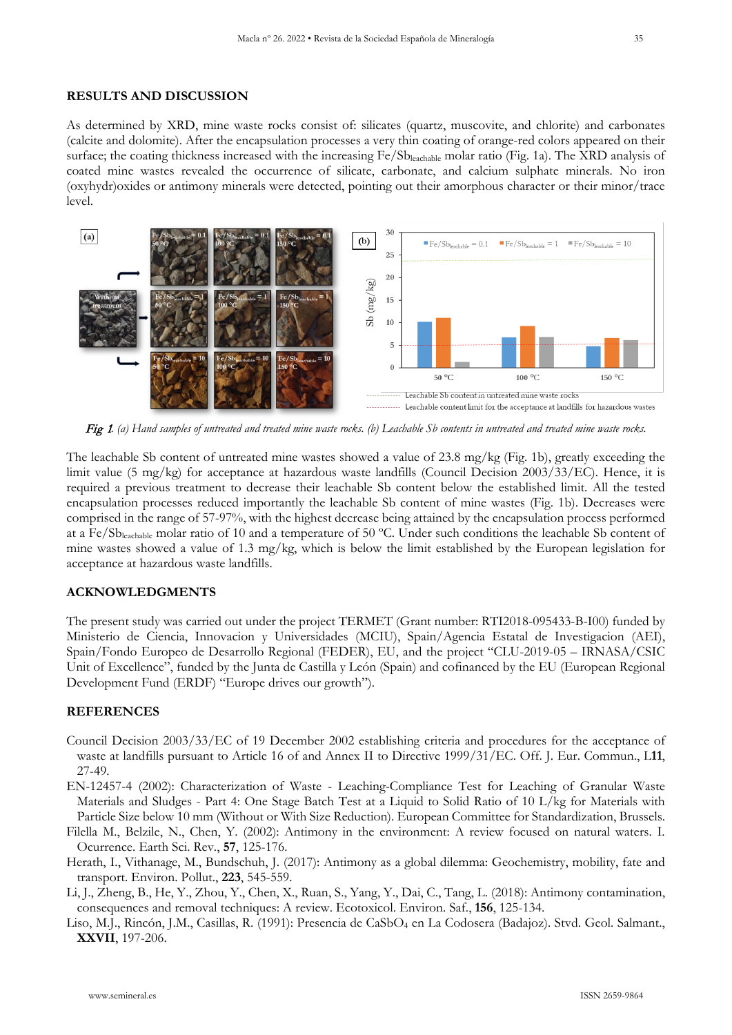## RESULTS AND DISCUSSION

As determined by XRD, mine waste rocks consist of: silicates (quartz, muscovite, and chlorite) and carbonates (calcite and dolomite). After the encapsulation processes a very thin coating of orange-red colors appeared on their surface; the coating thickness increased with the increasing $Fe/Sb_{leachable}$ molar ratio (Fig. 1a). The XRD analysis of coated mine wastes revealed the occurrence of silicate, carbonate, and calcium sulphate minerals. No iron (oxyhydr)oxides or antimony minerals were detected, pointing out their amorphous character or their minor/trace level.

(a)

Without treatment

$Fe/Sb_{leachable}$ = 0.1 50 °C

$Fe/Sb_{leachable}$ = 0.1 100 °C

$Fe/Sb_{leachable}$ = 0.1 150 °C

$Fe/Sb_{leachable}$ = 1 50 °C

$Fe/Sb_{leachable}$ = 1 100 °C

$Fe/Sb_{leachable}$ = 1 150 °C

$Fe/Sb_{leachable}$ = 10 50 °C

$Fe/Sb_{leachable}$ = 10 100 °C

$Fe/Sb_{leachable}$ = 10 150 °C

(b)

$Fe/Sb_{leachable}$ = 0.1

$Fe/Sb_{leachable}$ = 1

$Fe/Sb_{leachable}$ = 10

Sb (mg/kg)

30

25

20

15

10

5

0

50 °C

100 °C

150 °C

Leachable Sb content in untreated mine waste rocks

Leachable content limit for the acceptance at landfills for hazardous wastes

*Fig 1. (a) Hand samples of untreated and treated mine waste rocks. (b) Leachable Sb contents in untreated and treated mine waste rocks.*

The leachable Sb content of untreated mine wastes showed a value of 23.8 mg/kg (Fig. 1b), greatly exceeding the limit value (5 mg/kg) for acceptance at hazardous waste landfills (Council Decision 2003/33/EC). Hence, it is required a previous treatment to decrease their leachable Sb content below the established limit. All the tested encapsulation processes reduced importantly the leachable Sb content of mine wastes (Fig. 1b). Decreases were comprised in the range of 57-97%, with the highest decrease being attained by the encapsulation process performed at a $Fe/Sb_{leachable}$ molar ratio of 10 and a temperature of 50 ºC. Under such conditions the leachable Sb content of mine wastes showed a value of 1.3 mg/kg, which is below the limit established by the European legislation for acceptance at hazardous waste landfills.

## ACKNOWLEDGMENTS

The present study was carried out under the project TERMET (Grant number: RTI2018-095433-B-I00) funded by Ministerio de Ciencia, Innovacion y Universidades (MCIU), Spain/Agencia Estatal de Investigacion (AEI), Spain/Fondo Europeo de Desarrollo Regional (FEDER), EU, and the project "CLU-2019-05 – IRNASA/CSIC Unit of Excellence", funded by the Junta de Castilla y León (Spain) and cofinanced by the EU (European Regional Development Fund (ERDF) "Europe drives our growth").

## REFERENCES

Council Decision 2003/33/EC of 19 December 2002 establishing criteria and procedures for the acceptance of waste at landfills pursuant to Article 16 of and Annex II to Directive 1999/31/EC. Off. J. Eur. Commun., L**11**, 27-49.

EN-12457-4 (2002): Characterization of Waste - Leaching-Compliance Test for Leaching of Granular Waste Materials and Sludges - Part 4: One Stage Batch Test at a Liquid to Solid Ratio of 10 L/kg for Materials with Particle Size below 10 mm (Without or With Size Reduction). European Committee for Standardization, Brussels.

Filella M., Belzile, N., Chen, Y. (2002): Antimony in the environment: A review focused on natural waters. I. Ocurrence. Earth Sci. Rev., **57**, 125-176.

Herath, I., Vithanage, M., Bundschuh, J. (2017): Antimony as a global dilemma: Geochemistry, mobility, fate and transport. Environ. Pollut., **223**, 545-559.

Li, J., Zheng, B., He, Y., Zhou, Y., Chen, X., Ruan, S., Yang, Y., Dai, C., Tang, L. (2018): Antimony contamination, consequences and removal techniques: A review. Ecotoxicol. Environ. Saf., **156**, 125-134.

Liso, M.J., Rincón, J.M., Casillas, R. (1991): Presencia de $CaSbO_4$ en La Codosera (Badajoz). Stvd. Geol. Salmant., **XXVII**, 197-206.